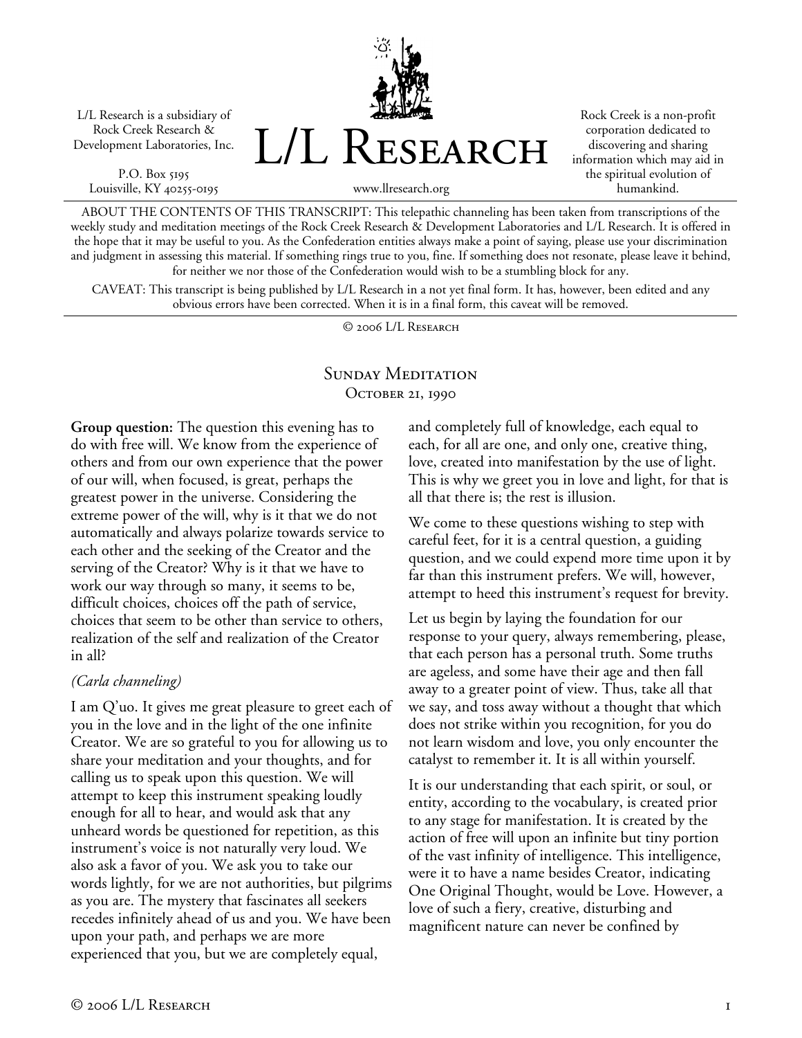L/L Research is a subsidiary of Rock Creek Research & Development Laboratories, Inc.

P.O. Box 5195
Louisville, KY 40255-0195

# L/L Research

www.llresearch.org

Rock Creek is a non-profit corporation dedicated to discovering and sharing information which may aid in the spiritual evolution of humankind.

ABOUT THE CONTENTS OF THIS TRANSCRIPT: This telepathic channeling has been taken from transcriptions of the weekly study and meditation meetings of the Rock Creek Research & Development Laboratories and L/L Research. It is offered in the hope that it may be useful to you. As the Confederation entities always make a point of saying, please use your discrimination and judgment in assessing this material. If something rings true to you, fine. If something does not resonate, please leave it behind, for neither we nor those of the Confederation would wish to be a stumbling block for any.

CAVEAT: This transcript is being published by L/L Research in a not yet final form. It has, however, been edited and any obvious errors have been corrected. When it is in a final form, this caveat will be removed.

© 2006 L/L Research

## Sunday Meditation
### October 21, 1990

**Group question:** The question this evening has to do with free will. We know from the experience of others and from our own experience that the power of our will, when focused, is great, perhaps the greatest power in the universe. Considering the extreme power of the will, why is it that we do not automatically and always polarize towards service to each other and the seeking of the Creator and the serving of the Creator? Why is it that we have to work our way through so many, it seems to be, difficult choices, choices off the path of service, choices that seem to be other than service to others, realization of the self and realization of the Creator in all?

*(Carla channeling)*

I am Q'uo. It gives me great pleasure to greet each of you in the love and in the light of the one infinite Creator. We are so grateful to you for allowing us to share your meditation and your thoughts, and for calling us to speak upon this question. We will attempt to keep this instrument speaking loudly enough for all to hear, and would ask that any unheard words be questioned for repetition, as this instrument's voice is not naturally very loud. We also ask a favor of you. We ask you to take our words lightly, for we are not authorities, but pilgrims as you are. The mystery that fascinates all seekers recedes infinitely ahead of us and you. We have been upon your path, and perhaps we are more experienced that you, but we are completely equal, and completely full of knowledge, each equal to each, for all are one, and only one, creative thing, love, created into manifestation by the use of light. This is why we greet you in love and light, for that is all that there is; the rest is illusion.

We come to these questions wishing to step with careful feet, for it is a central question, a guiding question, and we could expend more time upon it by far than this instrument prefers. We will, however, attempt to heed this instrument's request for brevity.

Let us begin by laying the foundation for our response to your query, always remembering, please, that each person has a personal truth. Some truths are ageless, and some have their age and then fall away to a greater point of view. Thus, take all that we say, and toss away without a thought that which does not strike within you recognition, for you do not learn wisdom and love, you only encounter the catalyst to remember it. It is all within yourself.

It is our understanding that each spirit, or soul, or entity, according to the vocabulary, is created prior to any stage for manifestation. It is created by the action of free will upon an infinite but tiny portion of the vast infinity of intelligence. This intelligence, were it to have a name besides Creator, indicating One Original Thought, would be Love. However, a love of such a fiery, creative, disturbing and magnificent nature can never be confined by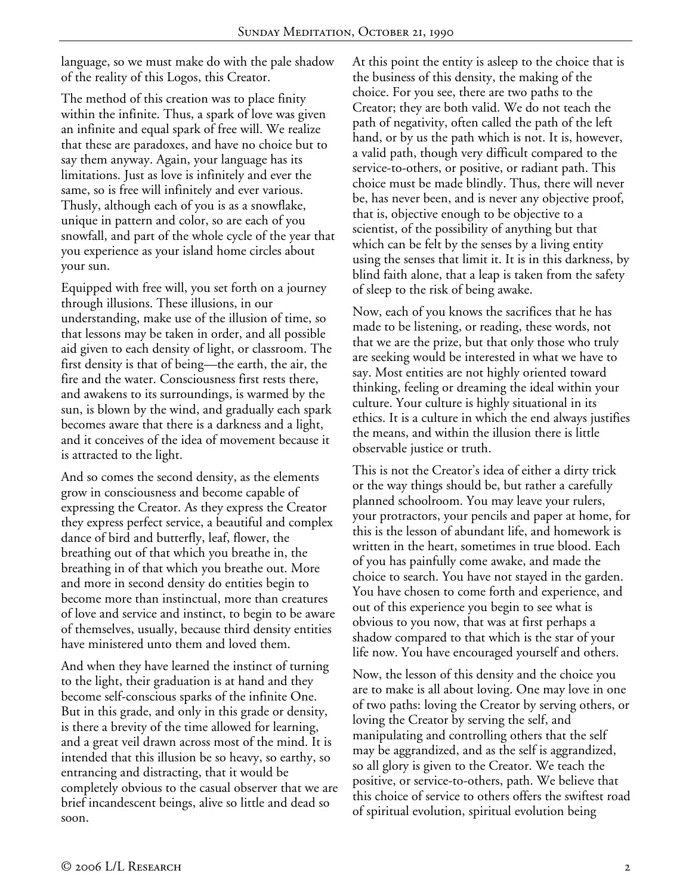language, so we must make do with the pale shadow of the reality of this Logos, this Creator.

The method of this creation was to place finity within the infinite. Thus, a spark of love was given an infinite and equal spark of free will. We realize that these are paradoxes, and have no choice but to say them anyway. Again, your language has its limitations. Just as love is infinitely and ever the same, so is free will infinitely and ever various. Thusly, although each of you is as a snowflake, unique in pattern and color, so are each of you snowfall, and part of the whole cycle of the year that you experience as your island home circles about your sun.

Equipped with free will, you set forth on a journey through illusions. These illusions, in our understanding, make use of the illusion of time, so that lessons may be taken in order, and all possible aid given to each density of light, or classroom. The first density is that of being—the earth, the air, the fire and the water. Consciousness first rests there, and awakens to its surroundings, is warmed by the sun, is blown by the wind, and gradually each spark becomes aware that there is a darkness and a light, and it conceives of the idea of movement because it is attracted to the light.

And so comes the second density, as the elements grow in consciousness and become capable of expressing the Creator. As they express the Creator they express perfect service, a beautiful and complex dance of bird and butterfly, leaf, flower, the breathing out of that which you breathe in, the breathing in of that which you breathe out. More and more in second density do entities begin to become more than instinctual, more than creatures of love and service and instinct, to begin to be aware of themselves, usually, because third density entities have ministered unto them and loved them.

And when they have learned the instinct of turning to the light, their graduation is at hand and they become self-conscious sparks of the infinite One. But in this grade, and only in this grade or density, is there a brevity of the time allowed for learning, and a great veil drawn across most of the mind. It is intended that this illusion be so heavy, so earthy, so entrancing and distracting, that it would be completely obvious to the casual observer that we are brief incandescent beings, alive so little and dead so soon.

At this point the entity is asleep to the choice that is the business of this density, the making of the choice. For you see, there are two paths to the Creator; they are both valid. We do not teach the path of negativity, often called the path of the left hand, or by us the path which is not. It is, however, a valid path, though very difficult compared to the service-to-others, or positive, or radiant path. This choice must be made blindly. Thus, there will never be, has never been, and is never any objective proof, that is, objective enough to be objective to a scientist, of the possibility of anything but that which can be felt by the senses by a living entity using the senses that limit it. It is in this darkness, by blind faith alone, that a leap is taken from the safety of sleep to the risk of being awake.

Now, each of you knows the sacrifices that he has made to be listening, or reading, these words, not that we are the prize, but that only those who truly are seeking would be interested in what we have to say. Most entities are not highly oriented toward thinking, feeling or dreaming the ideal within your culture. Your culture is highly situational in its ethics. It is a culture in which the end always justifies the means, and within the illusion there is little observable justice or truth.

This is not the Creator's idea of either a dirty trick or the way things should be, but rather a carefully planned schoolroom. You may leave your rulers, your protractors, your pencils and paper at home, for this is the lesson of abundant life, and homework is written in the heart, sometimes in true blood. Each of you has painfully come awake, and made the choice to search. You have not stayed in the garden. You have chosen to come forth and experience, and out of this experience you begin to see what is obvious to you now, that was at first perhaps a shadow compared to that which is the star of your life now. You have encouraged yourself and others.

Now, the lesson of this density and the choice you are to make is all about loving. One may love in one of two paths: loving the Creator by serving others, or loving the Creator by serving the self, and manipulating and controlling others that the self may be aggrandized, and as the self is aggrandized, so all glory is given to the Creator. We teach the positive, or service-to-others, path. We believe that this choice of service to others offers the swiftest road of spiritual evolution, spiritual evolution being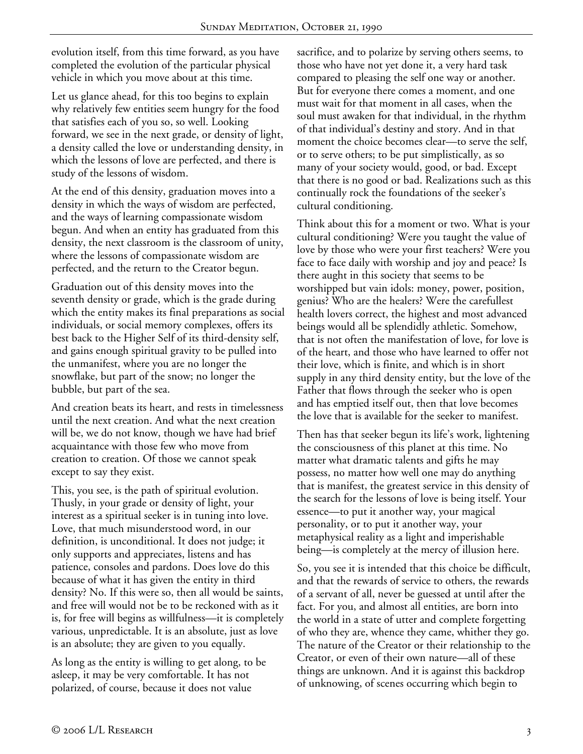evolution itself, from this time forward, as you have completed the evolution of the particular physical vehicle in which you move about at this time.

Let us glance ahead, for this too begins to explain why relatively few entities seem hungry for the food that satisfies each of you so, so well. Looking forward, we see in the next grade, or density of light, a density called the love or understanding density, in which the lessons of love are perfected, and there is study of the lessons of wisdom.

At the end of this density, graduation moves into a density in which the ways of wisdom are perfected, and the ways of learning compassionate wisdom begun. And when an entity has graduated from this density, the next classroom is the classroom of unity, where the lessons of compassionate wisdom are perfected, and the return to the Creator begun.

Graduation out of this density moves into the seventh density or grade, which is the grade during which the entity makes its final preparations as social individuals, or social memory complexes, offers its best back to the Higher Self of its third-density self, and gains enough spiritual gravity to be pulled into the unmanifest, where you are no longer the snowflake, but part of the snow; no longer the bubble, but part of the sea.

And creation beats its heart, and rests in timelessness until the next creation. And what the next creation will be, we do not know, though we have had brief acquaintance with those few who move from creation to creation. Of those we cannot speak except to say they exist.

This, you see, is the path of spiritual evolution. Thusly, in your grade or density of light, your interest as a spiritual seeker is in tuning into love. Love, that much misunderstood word, in our definition, is unconditional. It does not judge; it only supports and appreciates, listens and has patience, consoles and pardons. Does love do this because of what it has given the entity in third density? No. If this were so, then all would be saints, and free will would not be to be reckoned with as it is, for free will begins as willfulness—it is completely various, unpredictable. It is an absolute, just as love is an absolute; they are given to you equally.

As long as the entity is willing to get along, to be asleep, it may be very comfortable. It has not polarized, of course, because it does not value sacrifice, and to polarize by serving others seems, to those who have not yet done it, a very hard task compared to pleasing the self one way or another. But for everyone there comes a moment, and one must wait for that moment in all cases, when the soul must awaken for that individual, in the rhythm of that individual's destiny and story. And in that moment the choice becomes clear—to serve the self, or to serve others; to be put simplistically, as so many of your society would, good, or bad. Except that there is no good or bad. Realizations such as this continually rock the foundations of the seeker's cultural conditioning.

Think about this for a moment or two. What is your cultural conditioning? Were you taught the value of love by those who were your first teachers? Were you face to face daily with worship and joy and peace? Is there aught in this society that seems to be worshipped but vain idols: money, power, position, genius? Who are the healers? Were the carefullest health lovers correct, the highest and most advanced beings would all be splendidly athletic. Somehow, that is not often the manifestation of love, for love is of the heart, and those who have learned to offer not their love, which is finite, and which is in short supply in any third density entity, but the love of the Father that flows through the seeker who is open and has emptied itself out, then that love becomes the love that is available for the seeker to manifest.

Then has that seeker begun its life's work, lightening the consciousness of this planet at this time. No matter what dramatic talents and gifts he may possess, no matter how well one may do anything that is manifest, the greatest service in this density of the search for the lessons of love is being itself. Your essence—to put it another way, your magical personality, or to put it another way, your metaphysical reality as a light and imperishable being—is completely at the mercy of illusion here.

So, you see it is intended that this choice be difficult, and that the rewards of service to others, the rewards of a servant of all, never be guessed at until after the fact. For you, and almost all entities, are born into the world in a state of utter and complete forgetting of who they are, whence they came, whither they go. The nature of the Creator or their relationship to the Creator, or even of their own nature—all of these things are unknown. And it is against this backdrop of unknowing, of scenes occurring which begin to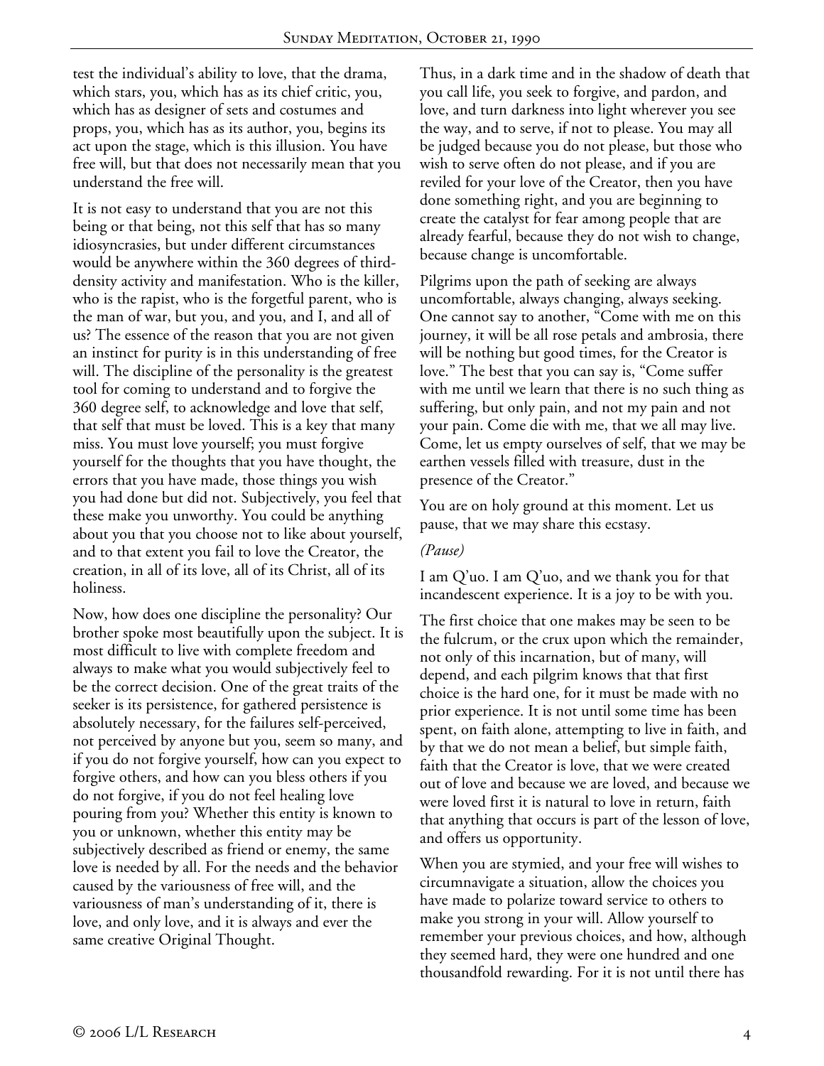test the individual's ability to love, that the drama, which stars, you, which has as its chief critic, you, which has as designer of sets and costumes and props, you, which has as its author, you, begins its act upon the stage, which is this illusion. You have free will, but that does not necessarily mean that you understand the free will.

It is not easy to understand that you are not this being or that being, not this self that has so many idiosyncrasies, but under different circumstances would be anywhere within the 360 degrees of third-density activity and manifestation. Who is the killer, who is the rapist, who is the forgetful parent, who is the man of war, but you, and you, and I, and all of us? The essence of the reason that you are not given an instinct for purity is in this understanding of free will. The discipline of the personality is the greatest tool for coming to understand and to forgive the 360 degree self, to acknowledge and love that self, that self that must be loved. This is a key that many miss. You must love yourself; you must forgive yourself for the thoughts that you have thought, the errors that you have made, those things you wish you had done but did not. Subjectively, you feel that these make you unworthy. You could be anything about you that you choose not to like about yourself, and to that extent you fail to love the Creator, the creation, in all of its love, all of its Christ, all of its holiness.

Now, how does one discipline the personality? Our brother spoke most beautifully upon the subject. It is most difficult to live with complete freedom and always to make what you would subjectively feel to be the correct decision. One of the great traits of the seeker is its persistence, for gathered persistence is absolutely necessary, for the failures self-perceived, not perceived by anyone but you, seem so many, and if you do not forgive yourself, how can you expect to forgive others, and how can you bless others if you do not forgive, if you do not feel healing love pouring from you? Whether this entity is known to you or unknown, whether this entity may be subjectively described as friend or enemy, the same love is needed by all. For the needs and the behavior caused by the variousness of free will, and the variousness of man's understanding of it, there is love, and only love, and it is always and ever the same creative Original Thought.

Thus, in a dark time and in the shadow of death that you call life, you seek to forgive, and pardon, and love, and turn darkness into light wherever you see the way, and to serve, if not to please. You may all be judged because you do not please, but those who wish to serve often do not please, and if you are reviled for your love of the Creator, then you have done something right, and you are beginning to create the catalyst for fear among people that are already fearful, because they do not wish to change, because change is uncomfortable.

Pilgrims upon the path of seeking are always uncomfortable, always changing, always seeking. One cannot say to another, "Come with me on this journey, it will be all rose petals and ambrosia, there will be nothing but good times, for the Creator is love." The best that you can say is, "Come suffer with me until we learn that there is no such thing as suffering, but only pain, and not my pain and not your pain. Come die with me, that we all may live. Come, let us empty ourselves of self, that we may be earthen vessels filled with treasure, dust in the presence of the Creator."

You are on holy ground at this moment. Let us pause, that we may share this ecstasy.

*(Pause)*

I am Q'uo. I am Q'uo, and we thank you for that incandescent experience. It is a joy to be with you.

The first choice that one makes may be seen to be the fulcrum, or the crux upon which the remainder, not only of this incarnation, but of many, will depend, and each pilgrim knows that that first choice is the hard one, for it must be made with no prior experience. It is not until some time has been spent, on faith alone, attempting to live in faith, and by that we do not mean a belief, but simple faith, faith that the Creator is love, that we were created out of love and because we are loved, and because we were loved first it is natural to love in return, faith that anything that occurs is part of the lesson of love, and offers us opportunity.

When you are stymied, and your free will wishes to circumnavigate a situation, allow the choices you have made to polarize toward service to others to make you strong in your will. Allow yourself to remember your previous choices, and how, although they seemed hard, they were one hundred and one thousandfold rewarding. For it is not until there has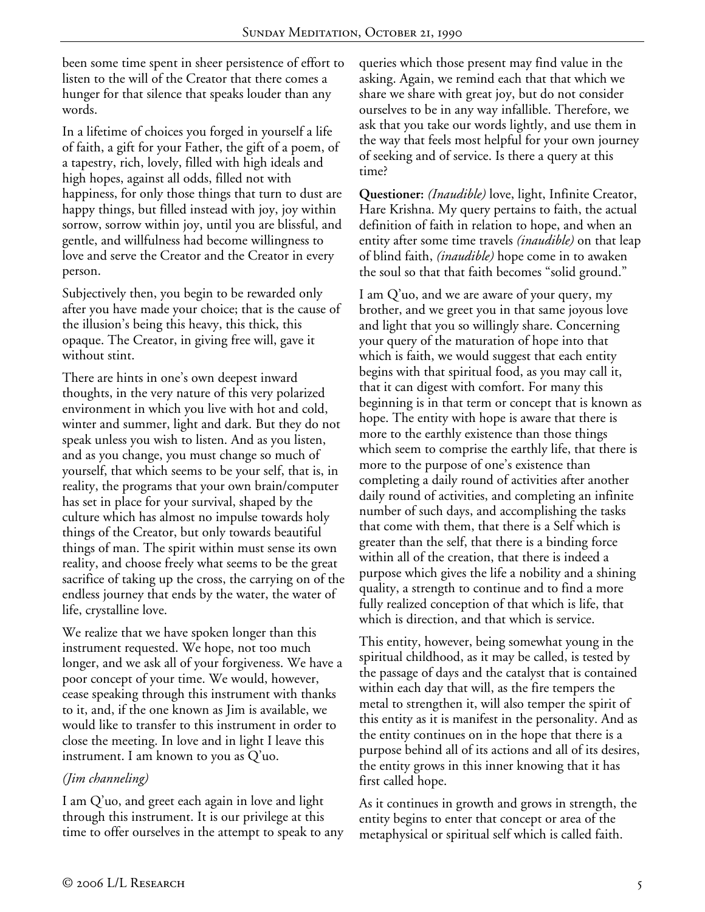been some time spent in sheer persistence of effort to listen to the will of the Creator that there comes a hunger for that silence that speaks louder than any words.

In a lifetime of choices you forged in yourself a life of faith, a gift for your Father, the gift of a poem, of a tapestry, rich, lovely, filled with high ideals and high hopes, against all odds, filled not with happiness, for only those things that turn to dust are happy things, but filled instead with joy, joy within sorrow, sorrow within joy, until you are blissful, and gentle, and willfulness had become willingness to love and serve the Creator and the Creator in every person.

Subjectively then, you begin to be rewarded only after you have made your choice; that is the cause of the illusion's being this heavy, this thick, this opaque. The Creator, in giving free will, gave it without stint.

There are hints in one's own deepest inward thoughts, in the very nature of this very polarized environment in which you live with hot and cold, winter and summer, light and dark. But they do not speak unless you wish to listen. And as you listen, and as you change, you must change so much of yourself, that which seems to be your self, that is, in reality, the programs that your own brain/computer has set in place for your survival, shaped by the culture which has almost no impulse towards holy things of the Creator, but only towards beautiful things of man. The spirit within must sense its own reality, and choose freely what seems to be the great sacrifice of taking up the cross, the carrying on of the endless journey that ends by the water, the water of life, crystalline love.

We realize that we have spoken longer than this instrument requested. We hope, not too much longer, and we ask all of your forgiveness. We have a poor concept of your time. We would, however, cease speaking through this instrument with thanks to it, and, if the one known as Jim is available, we would like to transfer to this instrument in order to close the meeting. In love and in light I leave this instrument. I am known to you as Q'uo.

*(Jim channeling)*

I am Q'uo, and greet each again in love and light through this instrument. It is our privilege at this time to offer ourselves in the attempt to speak to any queries which those present may find value in the asking. Again, we remind each that that which we share we share with great joy, but do not consider ourselves to be in any way infallible. Therefore, we ask that you take our words lightly, and use them in the way that feels most helpful for your own journey of seeking and of service. Is there a query at this time?

**Questioner:** *(Inaudible)* love, light, Infinite Creator, Hare Krishna. My query pertains to faith, the actual definition of faith in relation to hope, and when an entity after some time travels *(inaudible)* on that leap of blind faith, *(inaudible)* hope come in to awaken the soul so that that faith becomes "solid ground."

I am Q'uo, and we are aware of your query, my brother, and we greet you in that same joyous love and light that you so willingly share. Concerning your query of the maturation of hope into that which is faith, we would suggest that each entity begins with that spiritual food, as you may call it, that it can digest with comfort. For many this beginning is in that term or concept that is known as hope. The entity with hope is aware that there is more to the earthly existence than those things which seem to comprise the earthly life, that there is more to the purpose of one's existence than completing a daily round of activities after another daily round of activities, and completing an infinite number of such days, and accomplishing the tasks that come with them, that there is a Self which is greater than the self, that there is a binding force within all of the creation, that there is indeed a purpose which gives the life a nobility and a shining quality, a strength to continue and to find a more fully realized conception of that which is life, that which is direction, and that which is service.

This entity, however, being somewhat young in the spiritual childhood, as it may be called, is tested by the passage of days and the catalyst that is contained within each day that will, as the fire tempers the metal to strengthen it, will also temper the spirit of this entity as it is manifest in the personality. And as the entity continues on in the hope that there is a purpose behind all of its actions and all of its desires, the entity grows in this inner knowing that it has first called hope.

As it continues in growth and grows in strength, the entity begins to enter that concept or area of the metaphysical or spiritual self which is called faith.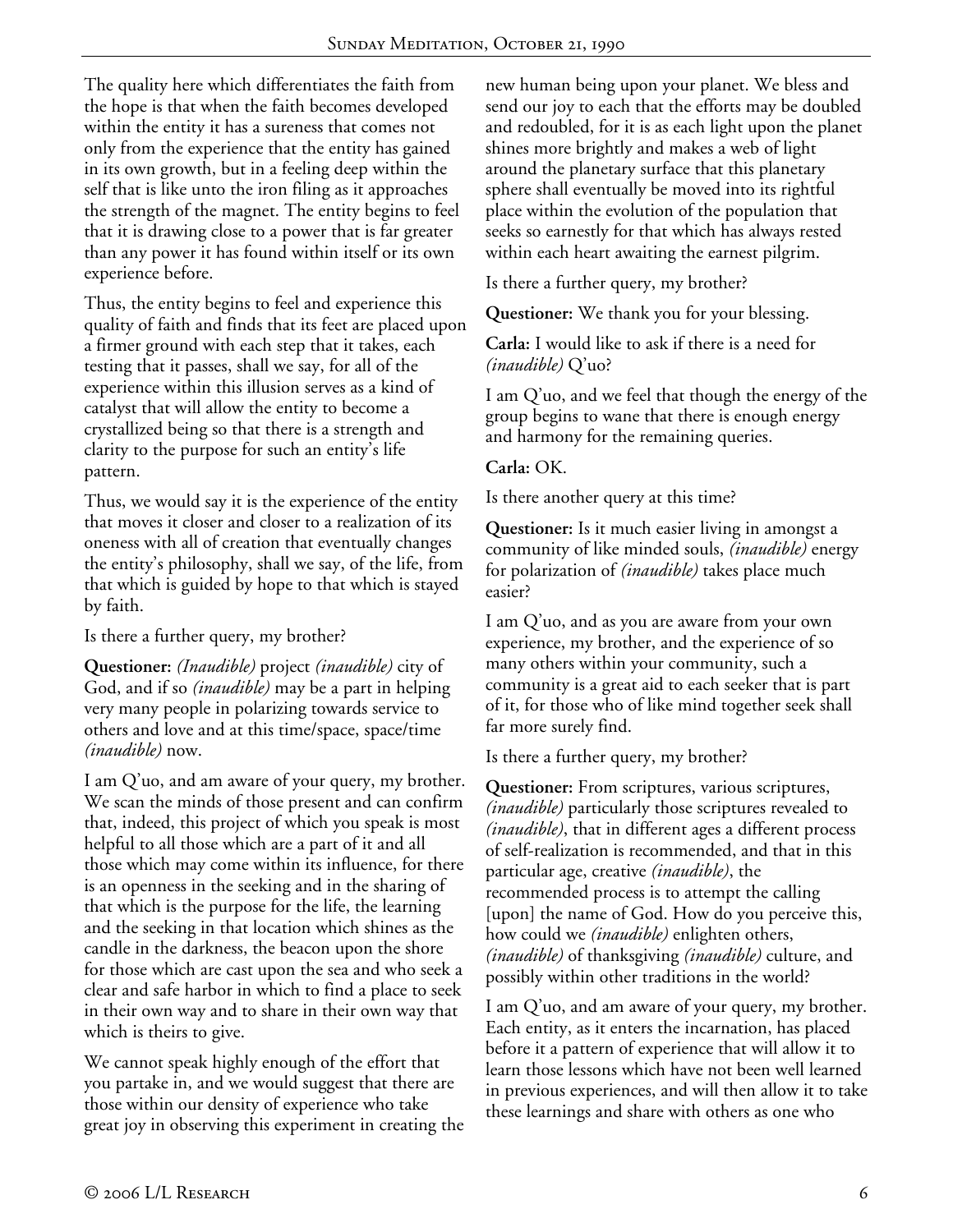The quality here which differentiates the faith from the hope is that when the faith becomes developed within the entity it has a sureness that comes not only from the experience that the entity has gained in its own growth, but in a feeling deep within the self that is like unto the iron filing as it approaches the strength of the magnet. The entity begins to feel that it is drawing close to a power that is far greater than any power it has found within itself or its own experience before.

Thus, the entity begins to feel and experience this quality of faith and finds that its feet are placed upon a firmer ground with each step that it takes, each testing that it passes, shall we say, for all of the experience within this illusion serves as a kind of catalyst that will allow the entity to become a crystallized being so that there is a strength and clarity to the purpose for such an entity's life pattern.

Thus, we would say it is the experience of the entity that moves it closer and closer to a realization of its oneness with all of creation that eventually changes the entity's philosophy, shall we say, of the life, from that which is guided by hope to that which is stayed by faith.

Is there a further query, my brother?

**Questioner:** *(Inaudible)* project *(inaudible)* city of God, and if so *(inaudible)* may be a part in helping very many people in polarizing towards service to others and love and at this time/space, space/time *(inaudible)* now.

I am Q'uo, and am aware of your query, my brother. We scan the minds of those present and can confirm that, indeed, this project of which you speak is most helpful to all those which are a part of it and all those which may come within its influence, for there is an openness in the seeking and in the sharing of that which is the purpose for the life, the learning and the seeking in that location which shines as the candle in the darkness, the beacon upon the shore for those which are cast upon the sea and who seek a clear and safe harbor in which to find a place to seek in their own way and to share in their own way that which is theirs to give.

We cannot speak highly enough of the effort that you partake in, and we would suggest that there are those within our density of experience who take great joy in observing this experiment in creating the new human being upon your planet. We bless and send our joy to each that the efforts may be doubled and redoubled, for it is as each light upon the planet shines more brightly and makes a web of light around the planetary surface that this planetary sphere shall eventually be moved into its rightful place within the evolution of the population that seeks so earnestly for that which has always rested within each heart awaiting the earnest pilgrim.

Is there a further query, my brother?

**Questioner:** We thank you for your blessing.

**Carla:** I would like to ask if there is a need for *(inaudible)* Q'uo?

I am Q'uo, and we feel that though the energy of the group begins to wane that there is enough energy and harmony for the remaining queries.

**Carla:** OK.

Is there another query at this time?

**Questioner:** Is it much easier living in amongst a community of like minded souls, *(inaudible)* energy for polarization of *(inaudible)* takes place much easier?

I am Q'uo, and as you are aware from your own experience, my brother, and the experience of so many others within your community, such a community is a great aid to each seeker that is part of it, for those who of like mind together seek shall far more surely find.

Is there a further query, my brother?

**Questioner:** From scriptures, various scriptures, *(inaudible)* particularly those scriptures revealed to *(inaudible)*, that in different ages a different process of self-realization is recommended, and that in this particular age, creative *(inaudible)*, the recommended process is to attempt the calling [upon] the name of God. How do you perceive this, how could we *(inaudible)* enlighten others, *(inaudible)* of thanksgiving *(inaudible)* culture, and possibly within other traditions in the world?

I am Q'uo, and am aware of your query, my brother. Each entity, as it enters the incarnation, has placed before it a pattern of experience that will allow it to learn those lessons which have not been well learned in previous experiences, and will then allow it to take these learnings and share with others as one who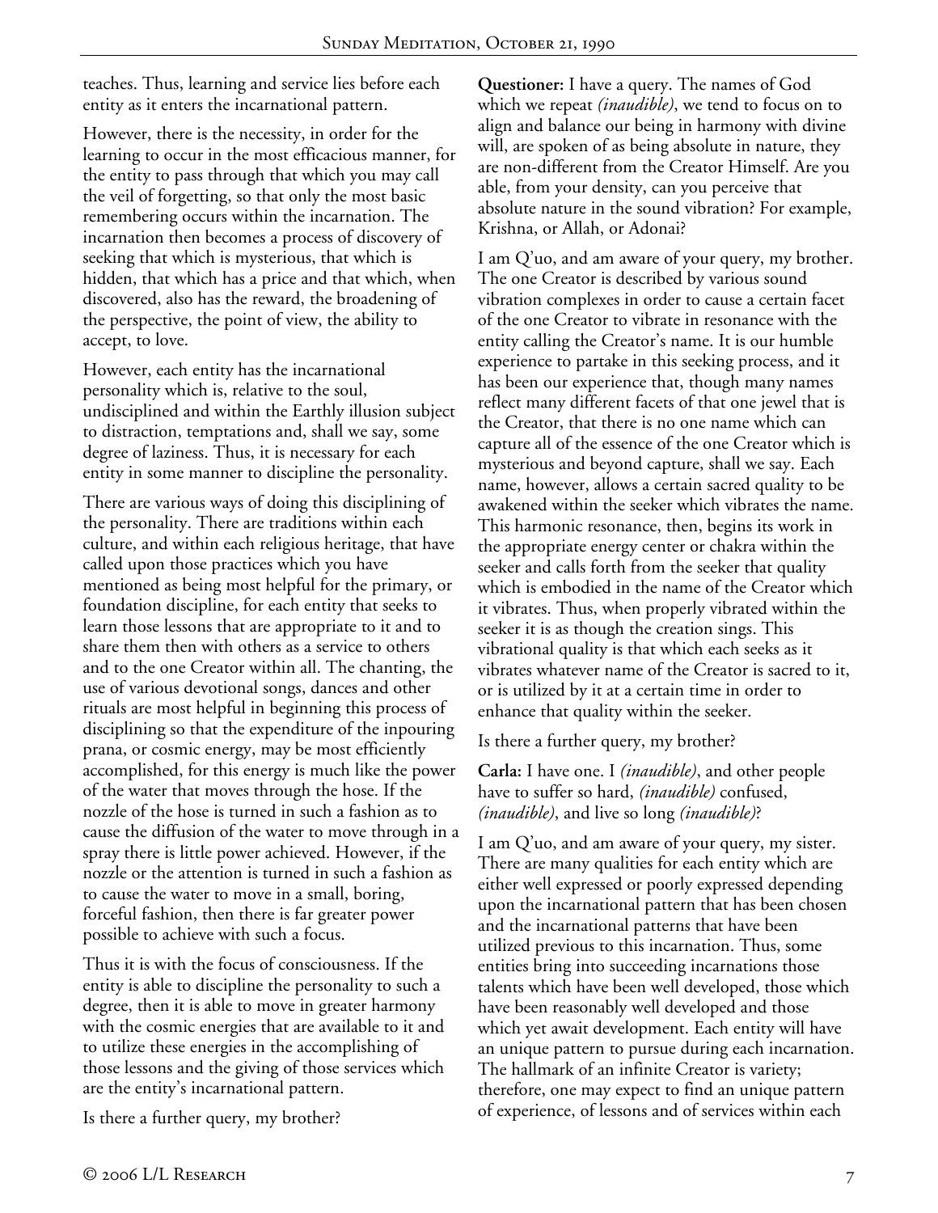teaches. Thus, learning and service lies before each entity as it enters the incarnational pattern.

However, there is the necessity, in order for the learning to occur in the most efficacious manner, for the entity to pass through that which you may call the veil of forgetting, so that only the most basic remembering occurs within the incarnation. The incarnation then becomes a process of discovery of seeking that which is mysterious, that which is hidden, that which has a price and that which, when discovered, also has the reward, the broadening of the perspective, the point of view, the ability to accept, to love.

However, each entity has the incarnational personality which is, relative to the soul, undisciplined and within the Earthly illusion subject to distraction, temptations and, shall we say, some degree of laziness. Thus, it is necessary for each entity in some manner to discipline the personality.

There are various ways of doing this disciplining of the personality. There are traditions within each culture, and within each religious heritage, that have called upon those practices which you have mentioned as being most helpful for the primary, or foundation discipline, for each entity that seeks to learn those lessons that are appropriate to it and to share them then with others as a service to others and to the one Creator within all. The chanting, the use of various devotional songs, dances and other rituals are most helpful in beginning this process of disciplining so that the expenditure of the inpouring prana, or cosmic energy, may be most efficiently accomplished, for this energy is much like the power of the water that moves through the hose. If the nozzle of the hose is turned in such a fashion as to cause the diffusion of the water to move through in a spray there is little power achieved. However, if the nozzle or the attention is turned in such a fashion as to cause the water to move in a small, boring, forceful fashion, then there is far greater power possible to achieve with such a focus.

Thus it is with the focus of consciousness. If the entity is able to discipline the personality to such a degree, then it is able to move in greater harmony with the cosmic energies that are available to it and to utilize these energies in the accomplishing of those lessons and the giving of those services which are the entity's incarnational pattern.

Is there a further query, my brother?

**Questioner:** I have a query. The names of God which we repeat *(inaudible)*, we tend to focus on to align and balance our being in harmony with divine will, are spoken of as being absolute in nature, they are non-different from the Creator Himself. Are you able, from your density, can you perceive that absolute nature in the sound vibration? For example, Krishna, or Allah, or Adonai?

I am Q'uo, and am aware of your query, my brother. The one Creator is described by various sound vibration complexes in order to cause a certain facet of the one Creator to vibrate in resonance with the entity calling the Creator's name. It is our humble experience to partake in this seeking process, and it has been our experience that, though many names reflect many different facets of that one jewel that is the Creator, that there is no one name which can capture all of the essence of the one Creator which is mysterious and beyond capture, shall we say. Each name, however, allows a certain sacred quality to be awakened within the seeker which vibrates the name. This harmonic resonance, then, begins its work in the appropriate energy center or chakra within the seeker and calls forth from the seeker that quality which is embodied in the name of the Creator which it vibrates. Thus, when properly vibrated within the seeker it is as though the creation sings. This vibrational quality is that which each seeks as it vibrates whatever name of the Creator is sacred to it, or is utilized by it at a certain time in order to enhance that quality within the seeker.

Is there a further query, my brother?

**Carla:** I have one. I *(inaudible)*, and other people have to suffer so hard, *(inaudible)* confused, *(inaudible)*, and live so long *(inaudible)*?

I am Q'uo, and am aware of your query, my sister. There are many qualities for each entity which are either well expressed or poorly expressed depending upon the incarnational pattern that has been chosen and the incarnational patterns that have been utilized previous to this incarnation. Thus, some entities bring into succeeding incarnations those talents which have been well developed, those which have been reasonably well developed and those which yet await development. Each entity will have an unique pattern to pursue during each incarnation. The hallmark of an infinite Creator is variety; therefore, one may expect to find an unique pattern of experience, of lessons and of services within each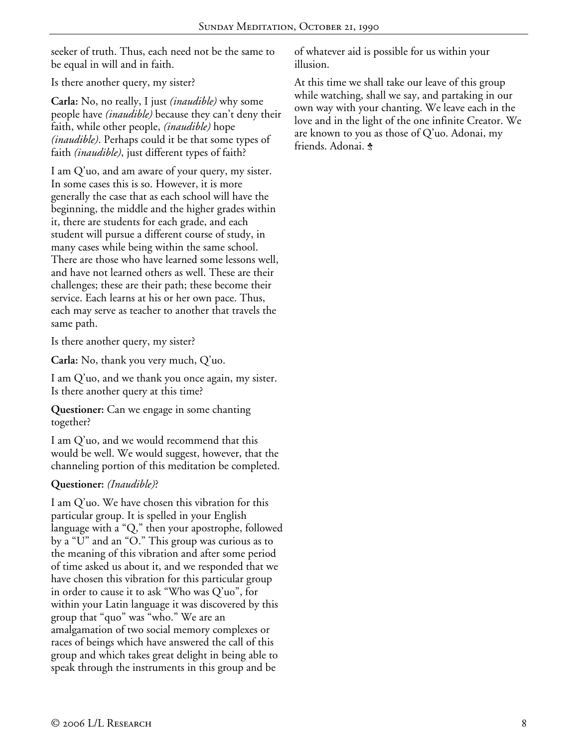seeker of truth. Thus, each need not be the same to be equal in will and in faith.

Is there another query, my sister?

**Carla:** No, no really, I just *(inaudible)* why some people have *(inaudible)* because they can't deny their faith, while other people, *(inaudible)* hope *(inaudible)*. Perhaps could it be that some types of faith *(inaudible)*, just different types of faith?

I am Q'uo, and am aware of your query, my sister. In some cases this is so. However, it is more generally the case that as each school will have the beginning, the middle and the higher grades within it, there are students for each grade, and each student will pursue a different course of study, in many cases while being within the same school. There are those who have learned some lessons well, and have not learned others as well. These are their challenges; these are their path; these become their service. Each learns at his or her own pace. Thus, each may serve as teacher to another that travels the same path.

Is there another query, my sister?

**Carla:** No, thank you very much, Q'uo.

I am Q'uo, and we thank you once again, my sister. Is there another query at this time?

**Questioner:** Can we engage in some chanting together?

I am Q'uo, and we would recommend that this would be well. We would suggest, however, that the channeling portion of this meditation be completed.

**Questioner:** *(Inaudible)*?

I am Q'uo. We have chosen this vibration for this particular group. It is spelled in your English language with a "Q," then your apostrophe, followed by a "U" and an "O." This group was curious as to the meaning of this vibration and after some period of time asked us about it, and we responded that we have chosen this vibration for this particular group in order to cause it to ask "Who was Q'uo", for within your Latin language it was discovered by this group that "quo" was "who." We are an amalgamation of two social memory complexes or races of beings which have answered the call of this group and which takes great delight in being able to speak through the instruments in this group and be of whatever aid is possible for us within your illusion.

At this time we shall take our leave of this group while watching, shall we say, and partaking in our own way with your chanting. We leave each in the love and in the light of the one infinite Creator. We are known to you as those of Q'uo. Adonai, my friends. Adonai.